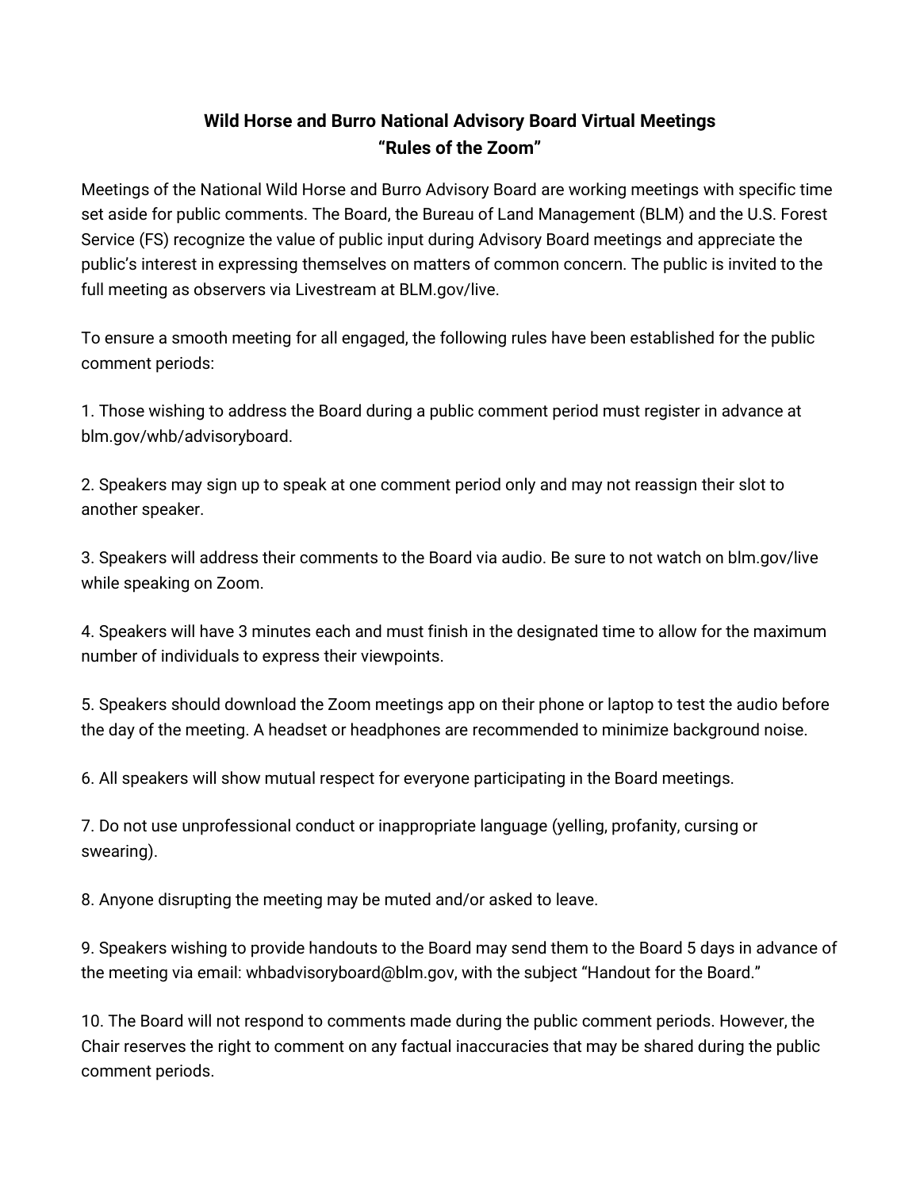# Wild Horse and Burro National Advisory Board Virtual Meetings
## "Rules of the Zoom"

Meetings of the National Wild Horse and Burro Advisory Board are working meetings with specific time set aside for public comments. The Board, the Bureau of Land Management (BLM) and the U.S. Forest Service (FS) recognize the value of public input during Advisory Board meetings and appreciate the public's interest in expressing themselves on matters of common concern. The public is invited to the full meeting as observers via Livestream at BLM.gov/live.

To ensure a smooth meeting for all engaged, the following rules have been established for the public comment periods:

1. Those wishing to address the Board during a public comment period must register in advance at blm.gov/whb/advisoryboard.

2. Speakers may sign up to speak at one comment period only and may not reassign their slot to another speaker.

3. Speakers will address their comments to the Board via audio. Be sure to not watch on blm.gov/live while speaking on Zoom.

4. Speakers will have 3 minutes each and must finish in the designated time to allow for the maximum number of individuals to express their viewpoints.

5. Speakers should download the Zoom meetings app on their phone or laptop to test the audio before the day of the meeting. A headset or headphones are recommended to minimize background noise.

6. All speakers will show mutual respect for everyone participating in the Board meetings.

7. Do not use unprofessional conduct or inappropriate language (yelling, profanity, cursing or swearing).

8. Anyone disrupting the meeting may be muted and/or asked to leave.

9. Speakers wishing to provide handouts to the Board may send them to the Board 5 days in advance of the meeting via email: whbadvisoryboard@blm.gov, with the subject "Handout for the Board."

10. The Board will not respond to comments made during the public comment periods. However, the Chair reserves the right to comment on any factual inaccuracies that may be shared during the public comment periods.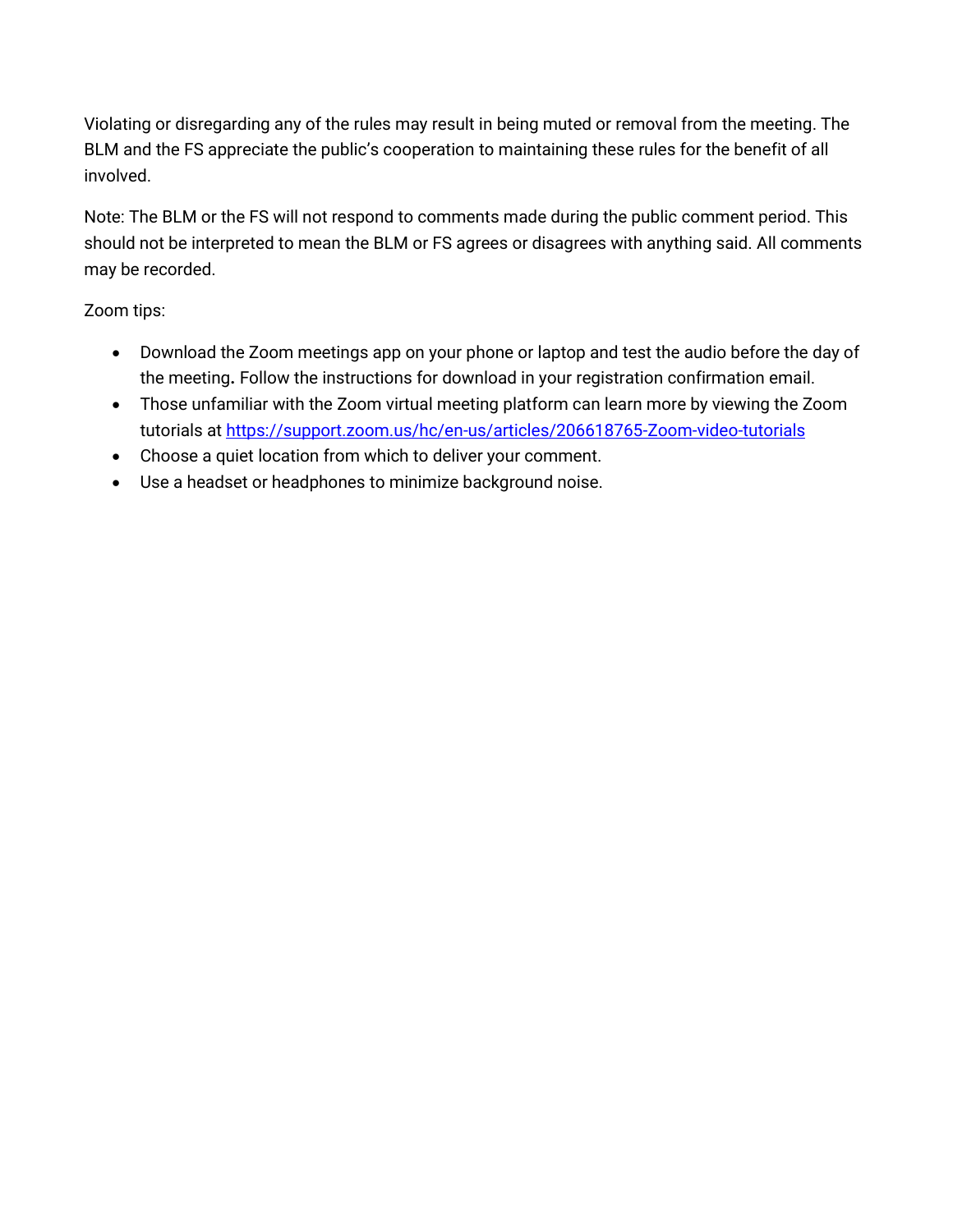Violating or disregarding any of the rules may result in being muted or removal from the meeting. The BLM and the FS appreciate the public's cooperation to maintaining these rules for the benefit of all involved.

Note: The BLM or the FS will not respond to comments made during the public comment period. This should not be interpreted to mean the BLM or FS agrees or disagrees with anything said. All comments may be recorded.

Zoom tips:

- Download the Zoom meetings app on your phone or laptop and test the audio before the day of the meeting**.** Follow the instructions for download in your registration confirmation email.
- Those unfamiliar with the Zoom virtual meeting platform can learn more by viewing the Zoom tutorials at https://support.zoom.us/hc/en-us/articles/206618765-Zoom-video-tutorials
- Choose a quiet location from which to deliver your comment.
- Use a headset or headphones to minimize background noise.